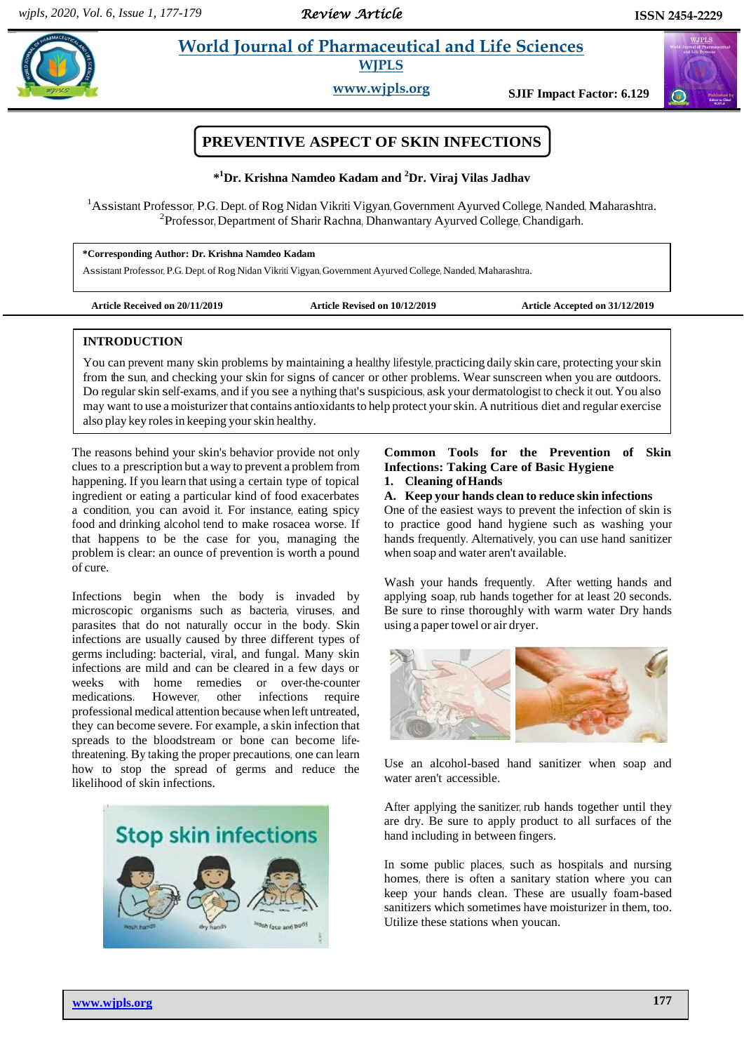# PREVENTIVE ASPECT OF SKIN INFECTIONS

**\*[1]Dr. Krishna Namdeo Kadam and [2]Dr. Viraj Vilas Jadhav**

[1]Assistant Professor, P.G. Dept. of Rog Nidan Vikriti Vigyan, Government Ayurved College, Nanded, Maharashtra.
[2]Professor, Department of Sharir Rachna, Dhanwantary Ayurved College, Chandigarh.

**\*Corresponding Author: Dr. Krishna Namdeo Kadam**
Assistant Professor, P.G. Dept. of Rog Nidan Vikriti Vigyan, Government Ayurved College, Nanded, Maharashtra.

**Article Received on 20/11/2019** **Article Revised on 10/12/2019** **Article Accepted on 31/12/2019**

## INTRODUCTION

You can prevent many skin problems by maintaining a healthy lifestyle, practicing daily skin care, protecting your skin from the sun, and checking your skin for signs of cancer or other problems. Wear sunscreen when you are outdoors. Do regular skin self-exams, and if you see a nything that's suspicious, ask your dermatologist to check it out. You also may want to use a moisturizer that contains antioxidants to help protect your skin. A nutritious diet and regular exercise also play key roles in keeping your skin healthy.

The reasons behind your skin's behavior provide not only clues to a prescription but a way to prevent a problem from happening. If you learn that using a certain type of topical ingredient or eating a particular kind of food exacerbates a condition, you can avoid it. For instance, eating spicy food and drinking alcohol tend to make rosacea worse. If that happens to be the case for you, managing the problem is clear: an ounce of prevention is worth a pound of cure.

Infections begin when the body is invaded by microscopic organisms such as bacteria, viruses, and parasites that do not naturally occur in the body. Skin infections are usually caused by three different types of germs including: bacterial, viral, and fungal. Many skin infections are mild and can be cleared in a few days or weeks with home remedies or over-the-counter medications. However, other infections require professional medical attention because when left untreated, they can become severe. For example, a skin infection that spreads to the bloodstream or bone can become life-threatening. By taking the proper precautions, one can learn how to stop the spread of germs and reduce the likelihood of skin infections.

## Common Tools for the Prevention of Skin Infections: Taking Care of Basic Hygiene

### 1. Cleaning of Hands

#### A. Keep your hands clean to reduce skin infections

One of the easiest ways to prevent the infection of skin is to practice good hand hygiene such as washing your hands frequently. Alternatively, you can use hand sanitizer when soap and water aren't available.

Wash your hands frequently. After wetting hands and applying soap, rub hands together for at least 20 seconds. Be sure to rinse thoroughly with warm water Dry hands using a paper towel or air dryer.

Use an alcohol-based hand sanitizer when soap and water aren't accessible.

After applying the sanitizer, rub hands together until they are dry. Be sure to apply product to all surfaces of the hand including in between fingers.

In some public places, such as hospitals and nursing homes, there is often a sanitary station where you can keep your hands clean. These are usually foam-based sanitizers which sometimes have moisturizer in them, too. Utilize these stations when youcan.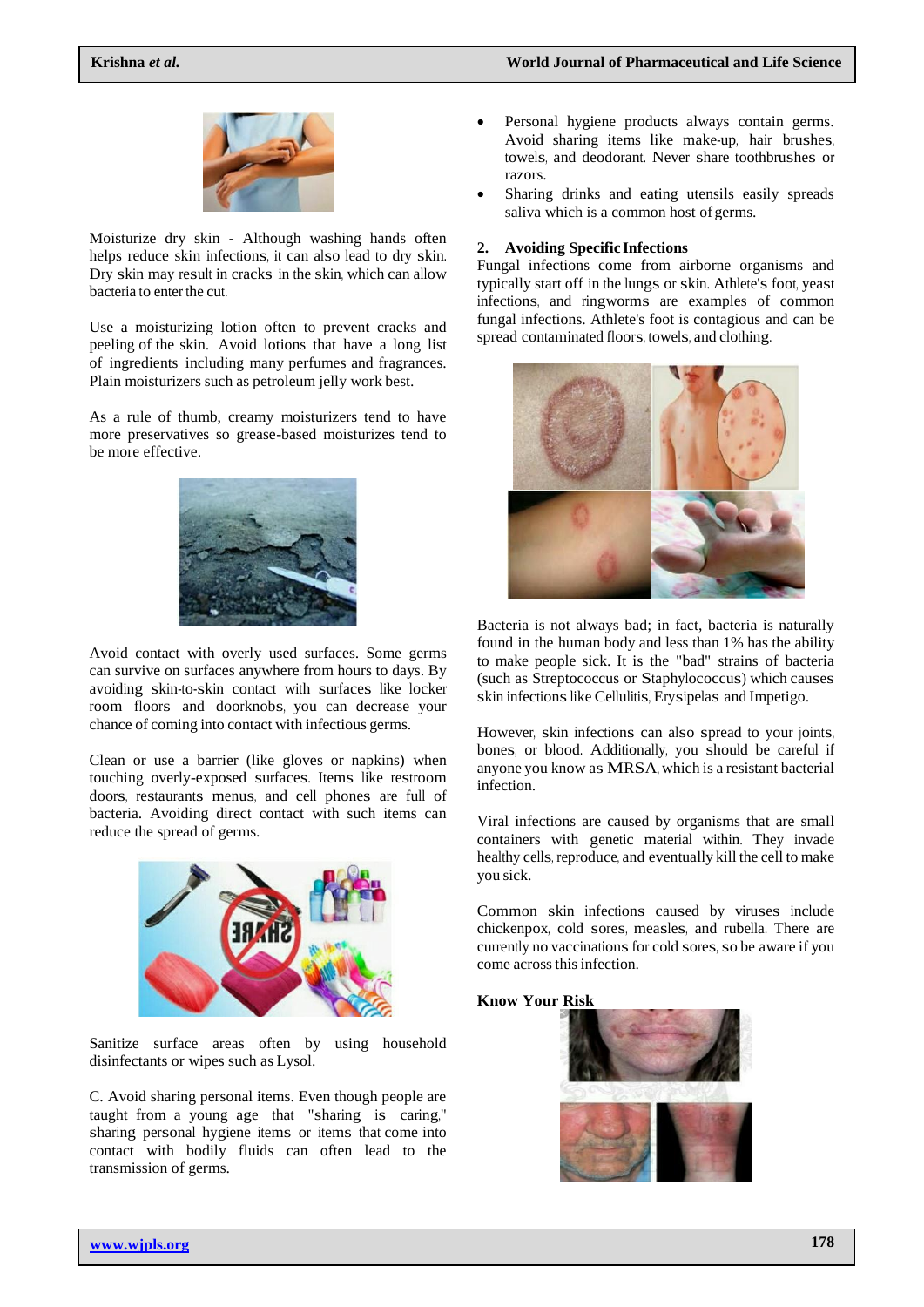Moisturize dry skin - Although washing hands often helps reduce skin infections, it can also lead to dry skin. Dry skin may result in cracks in the skin, which can allow bacteria to enter the cut.

Use a moisturizing lotion often to prevent cracks and peeling of the skin. Avoid lotions that have a long list of ingredients including many perfumes and fragrances. Plain moisturizers such as petroleum jelly work best.

As a rule of thumb, creamy moisturizers tend to have more preservatives so grease-based moisturizes tend to be more effective.

Avoid contact with overly used surfaces. Some germs can survive on surfaces anywhere from hours to days. By avoiding skin-to-skin contact with surfaces like locker room floors and doorknobs, you can decrease your chance of coming into contact with infectious germs.

Clean or use a barrier (like gloves or napkins) when touching overly-exposed surfaces. Items like restroom doors, restaurants menus, and cell phones are full of bacteria. Avoiding direct contact with such items can reduce the spread of germs.

Sanitize surface areas often by using household disinfectants or wipes such as Lysol.

C. Avoid sharing personal items. Even though people are taught from a young age that "sharing is caring," sharing personal hygiene items or items that come into contact with bodily fluids can often lead to the transmission of germs.

- Personal hygiene products always contain germs. Avoid sharing items like make-up, hair brushes, towels, and deodorant. Never share toothbrushes or razors.
- Sharing drinks and eating utensils easily spreads saliva which is a common host of germs.

## 2. Avoiding Specific Infections

Fungal infections come from airborne organisms and typically start off in the lungs or skin. Athlete's foot, yeast infections, and ringworms are examples of common fungal infections. Athlete's foot is contagious and can be spread contaminated floors, towels, and clothing.

Bacteria is not always bad; in fact, bacteria is naturally found in the human body and less than 1% has the ability to make people sick. It is the "bad" strains of bacteria (such as Streptococcus or Staphylococcus) which causes skin infections like Cellulitis, Erysipelas and Impetigo.

However, skin infections can also spread to your joints, bones, or blood. Additionally, you should be careful if anyone you know as MRSA, which is a resistant bacterial infection.

Viral infections are caused by organisms that are small containers with genetic material within. They invade healthy cells, reproduce, and eventually kill the cell to make you sick.

Common skin infections caused by viruses include chickenpox, cold sores, measles, and rubella. There are currently no vaccinations for cold sores, so be aware if you come across this infection.

**Know Your Risk**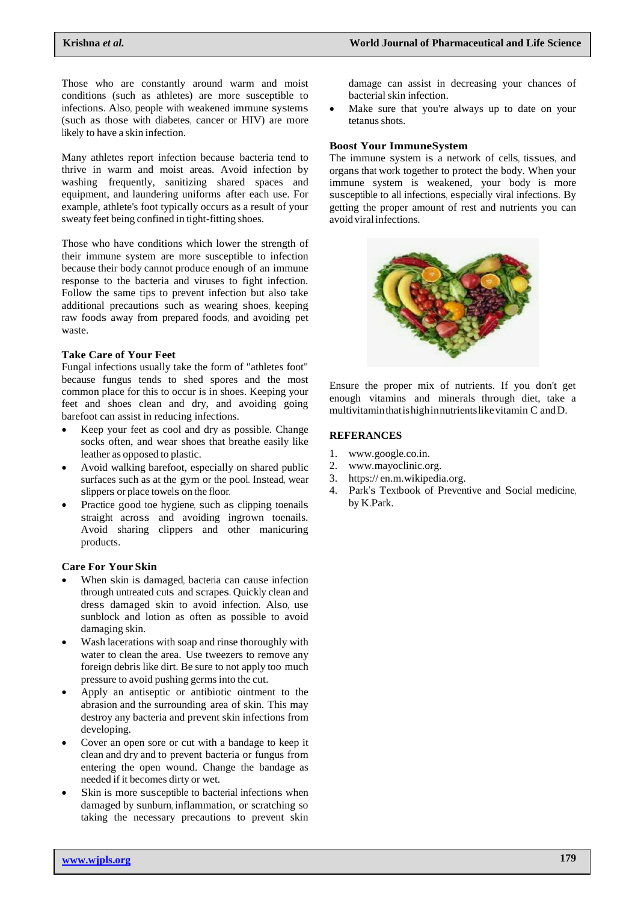Those who are constantly around warm and moist conditions (such as athletes) are more susceptible to infections. Also, people with weakened immune systems (such as those with diabetes, cancer or HIV) are more likely to have a skin infection.

Many athletes report infection because bacteria tend to thrive in warm and moist areas. Avoid infection by washing frequently, sanitizing shared spaces and equipment, and laundering uniforms after each use. For example, athlete's foot typically occurs as a result of your sweaty feet being confined in tight-fitting shoes.

Those who have conditions which lower the strength of their immune system are more susceptible to infection because their body cannot produce enough of an immune response to the bacteria and viruses to fight infection. Follow the same tips to prevent infection but also take additional precautions such as wearing shoes, keeping raw foods away from prepared foods, and avoiding pet waste.

**Take Care of Your Feet**

Fungal infections usually take the form of "athletes foot" because fungus tends to shed spores and the most common place for this to occur is in shoes. Keeping your feet and shoes clean and dry, and avoiding going barefoot can assist in reducing infections.

- Keep your feet as cool and dry as possible. Change socks often, and wear shoes that breathe easily like leather as opposed to plastic.
- Avoid walking barefoot, especially on shared public surfaces such as at the gym or the pool. Instead, wear slippers or place towels on the floor.
- Practice good toe hygiene, such as clipping toenails straight across and avoiding ingrown toenails. Avoid sharing clippers and other manicuring products.

**Care For Your Skin**

- When skin is damaged, bacteria can cause infection through untreated cuts and scrapes. Quickly clean and dress damaged skin to avoid infection. Also, use sunblock and lotion as often as possible to avoid damaging skin.
- Wash lacerations with soap and rinse thoroughly with water to clean the area. Use tweezers to remove any foreign debris like dirt. Be sure to not apply too much pressure to avoid pushing germs into the cut.
- Apply an antiseptic or antibiotic ointment to the abrasion and the surrounding area of skin. This may destroy any bacteria and prevent skin infections from developing.
- Cover an open sore or cut with a bandage to keep it clean and dry and to prevent bacteria or fungus from entering the open wound. Change the bandage as needed if it becomes dirty or wet.
- Skin is more susceptible to bacterial infections when damaged by sunburn, inflammation, or scratching so taking the necessary precautions to prevent skin damage can assist in decreasing your chances of bacterial skin infection.
- Make sure that you're always up to date on your tetanus shots.

**Boost Your ImmuneSystem**

The immune system is a network of cells, tissues, and organs that work together to protect the body. When your immune system is weakened, your body is more susceptible to all infections, especially viral infections. By getting the proper amount of rest and nutrients you can avoid viral infections.

Ensure the proper mix of nutrients. If you don't get enough vitamins and minerals through diet, take a multivitamin that is high in nutrients like vitamin C and D.

**REFERANCES**

1. www.google.co.in.
2. www.mayoclinic.org.
3. https:// en.m.wikipedia.org.
4. Park's Textbook of Preventive and Social medicine, by K.Park.